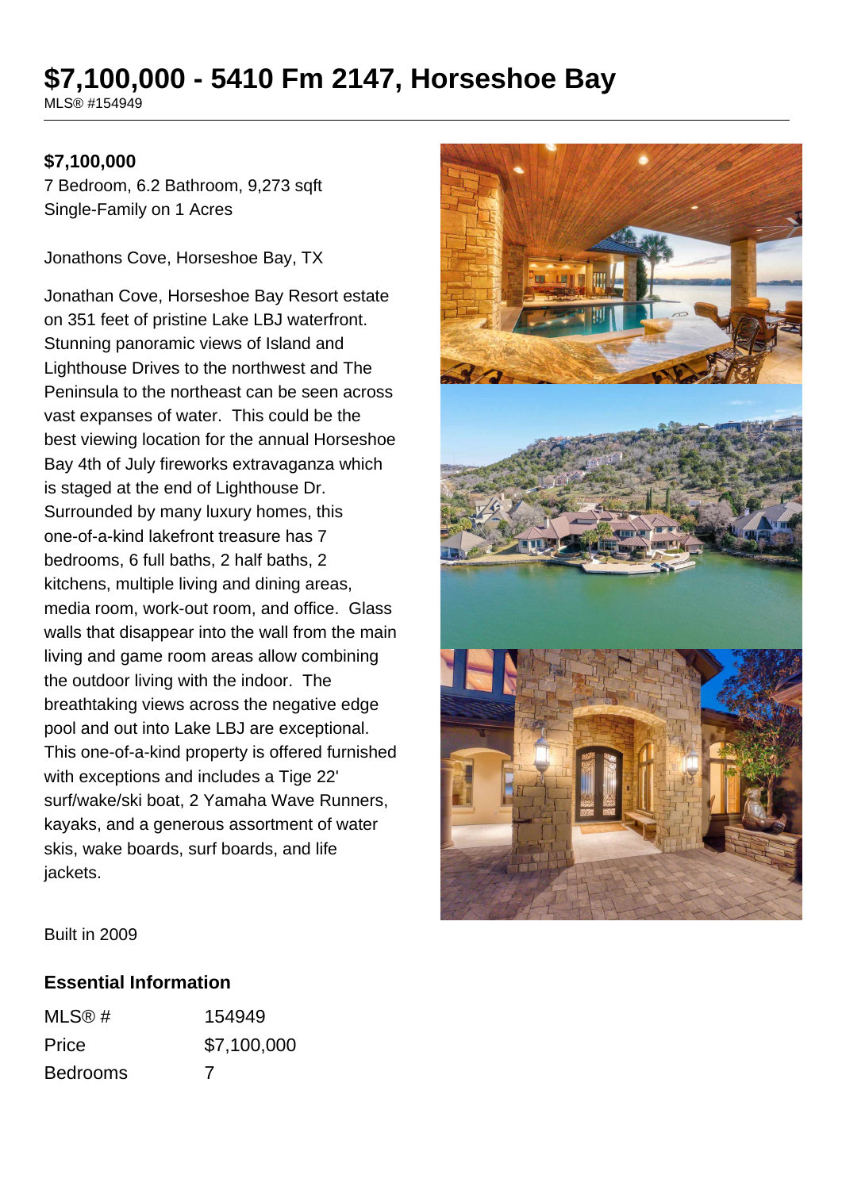# $7,100,000 - 5410 Fm 2147, Horseshoe Bay

MLS® #154949

**$7,100,000**

7 Bedroom, 6.2 Bathroom, 9,273 sqft
Single-Family on 1 Acres

Jonathons Cove, Horseshoe Bay, TX

Jonathan Cove, Horseshoe Bay Resort estate on 351 feet of pristine Lake LBJ waterfront. Stunning panoramic views of Island and Lighthouse Drives to the northwest and The Peninsula to the northeast can be seen across vast expanses of water. This could be the best viewing location for the annual Horseshoe Bay 4th of July fireworks extravaganza which is staged at the end of Lighthouse Dr. Surrounded by many luxury homes, this one-of-a-kind lakefront treasure has 7 bedrooms, 6 full baths, 2 half baths, 2 kitchens, multiple living and dining areas, media room, work-out room, and office. Glass walls that disappear into the wall from the main living and game room areas allow combining the outdoor living with the indoor. The breathtaking views across the negative edge pool and out into Lake LBJ are exceptional. This one-of-a-kind property is offered furnished with exceptions and includes a Tige 22' surf/wake/ski boat, 2 Yamaha Wave Runners, kayaks, and a generous assortment of water skis, wake boards, surf boards, and life jackets.

Built in 2009

## Essential Information

| | |
|---|---|
| MLS® # | 154949 |
| Price | $7,100,000 |
| Bedrooms | 7 |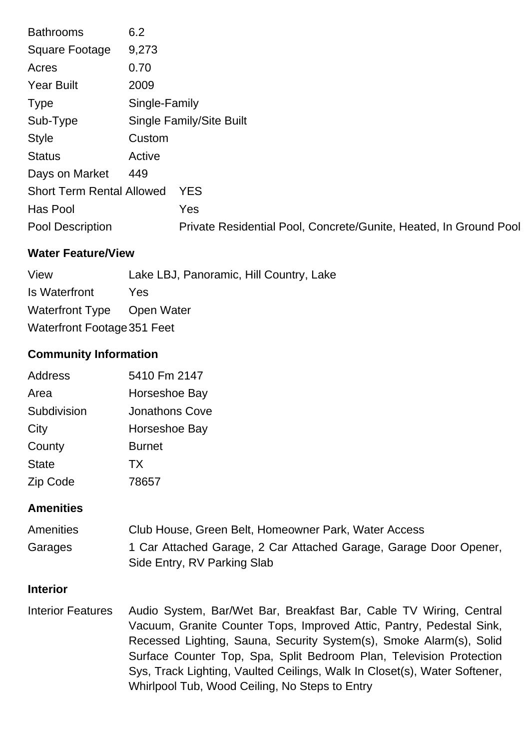| | |
|---|---|
| Bathrooms | 6.2 |
| Square Footage | 9,273 |
| Acres | 0.70 |
| Year Built | 2009 |
| Type | Single-Family |
| Sub-Type | Single Family/Site Built |
| Style | Custom |
| Status | Active |
| Days on Market | 449 |
| Short Term Rental Allowed | YES |
| Has Pool | Yes |
| Pool Description | Private Residential Pool, Concrete/Gunite, Heated, In Ground Pool |

### Water Feature/View

| | |
|---|---|
| View | Lake LBJ, Panoramic, Hill Country, Lake |
| Is Waterfront | Yes |
| Waterfront Type | Open Water |
| Waterfront Footage | 351 Feet |

### Community Information

| | |
|---|---|
| Address | 5410 Fm 2147 |
| Area | Horseshoe Bay |
| Subdivision | Jonathons Cove |
| City | Horseshoe Bay |
| County | Burnet |
| State | TX |
| Zip Code | 78657 |

### Amenities

| | |
|---|---|
| Amenities | Club House, Green Belt, Homeowner Park, Water Access |
| Garages | 1 Car Attached Garage, 2 Car Attached Garage, Garage Door Opener, Side Entry, RV Parking Slab |

### Interior

| | |
|---|---|
| Interior Features | Audio System, Bar/Wet Bar, Breakfast Bar, Cable TV Wiring, Central Vacuum, Granite Counter Tops, Improved Attic, Pantry, Pedestal Sink, Recessed Lighting, Sauna, Security System(s), Smoke Alarm(s), Solid Surface Counter Top, Spa, Split Bedroom Plan, Television Protection Sys, Track Lighting, Vaulted Ceilings, Walk In Closet(s), Water Softener, Whirlpool Tub, Wood Ceiling, No Steps to Entry |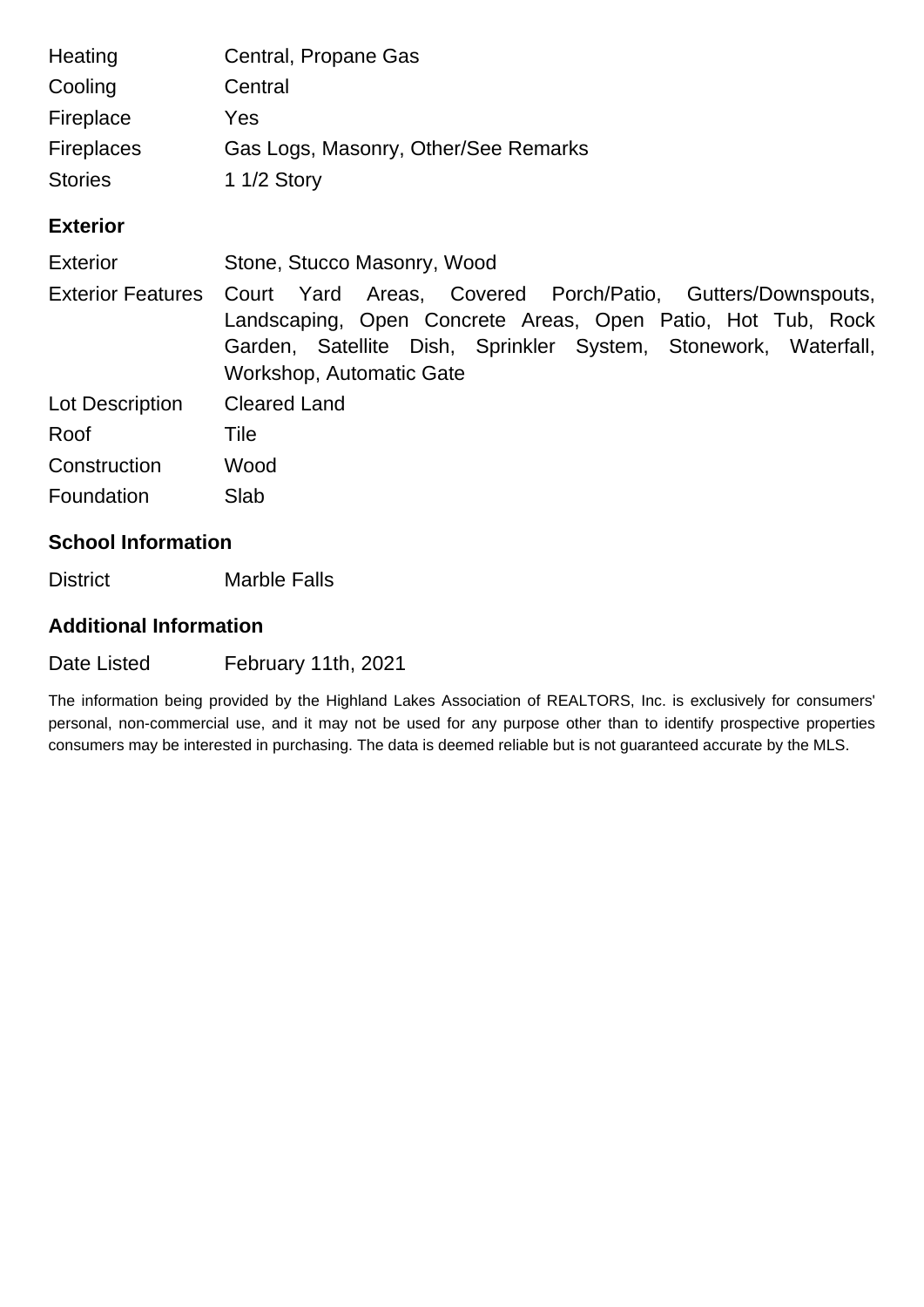| | |
|---|---|
| Heating | Central, Propane Gas |
| Cooling | Central |
| Fireplace | Yes |
| Fireplaces | Gas Logs, Masonry, Other/See Remarks |
| Stories | 1 1/2 Story |

### Exterior

| | |
|---|---|
| Exterior | Stone, Stucco Masonry, Wood |
| Exterior Features | Court Yard Areas, Covered Porch/Patio, Gutters/Downspouts, Landscaping, Open Concrete Areas, Open Patio, Hot Tub, Rock Garden, Satellite Dish, Sprinkler System, Stonework, Waterfall, Workshop, Automatic Gate |
| Lot Description | Cleared Land |
| Roof | Tile |
| Construction | Wood |
| Foundation | Slab |

### School Information

| | |
|---|---|
| District | Marble Falls |

### Additional Information

| | |
|---|---|
| Date Listed | February 11th, 2021 |

The information being provided by the Highland Lakes Association of REALTORS, Inc. is exclusively for consumers' personal, non-commercial use, and it may not be used for any purpose other than to identify prospective properties consumers may be interested in purchasing. The data is deemed reliable but is not guaranteed accurate by the MLS.